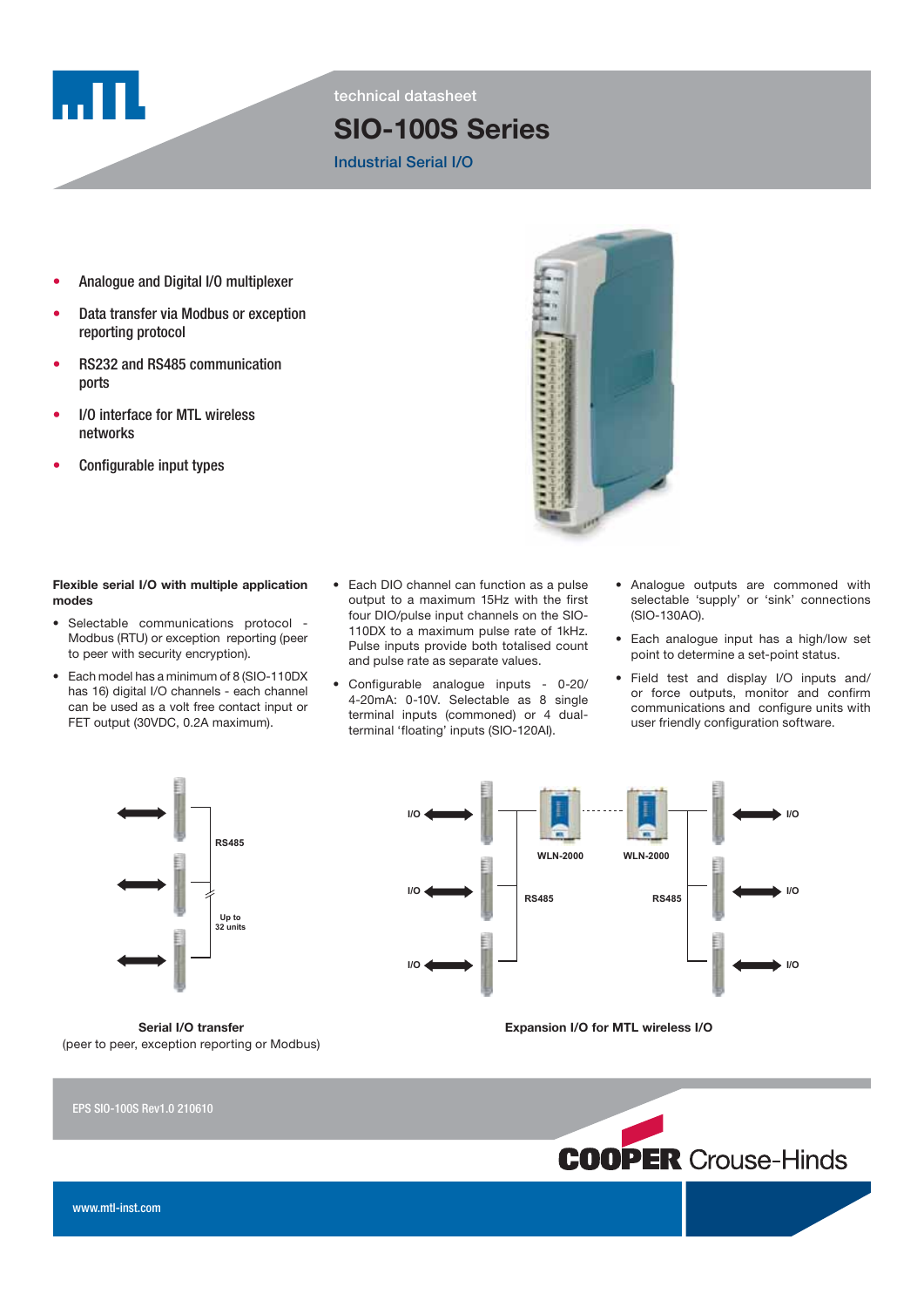technical datasheet

# SIO-100S Series

## Industrial Serial I/O

- Analogue and Digital I/O multiplexer
- Data transfer via Modbus or exception reporting protocol
- RS232 and RS485 communication ports
- I/O interface for MTL wireless networks
- Configurable input types

**Flexible serial I/O with multiple application modes**

- Selectable communications protocol - Modbus (RTU) or exception reporting (peer to peer with security encryption).
- Each model has a minimum of 8 (SIO-110DX has 16) digital I/O channels - each channel can be used as a volt free contact input or FET output (30VDC, 0.2A maximum).
- Each DIO channel can function as a pulse output to a maximum 15Hz with the first four DIO/pulse input channels on the SIO-110DX to a maximum pulse rate of 1kHz. Pulse inputs provide both totalised count and pulse rate as separate values.
- Configurable analogue inputs - 0-20/ 4-20mA: 0-10V. Selectable as 8 single terminal inputs (commoned) or 4 dual-terminal 'floating' inputs (SIO-120AI).
- Analogue outputs are commoned with selectable 'supply' or 'sink' connections (SIO-130AO).
- Each analogue input has a high/low set point to determine a set-point status.
- Field test and display I/O inputs and/ or force outputs, monitor and confirm communications and configure units with user friendly configuration software.

RS485

Up to 32 units

**Serial I/O transfer**
(peer to peer, exception reporting or Modbus)

I/O | WLN-2000 | WLN-2000 | RS485 | RS485 | I/O

**Expansion I/O for MTL wireless I/O**

EPS SIO-100S Rev1.0 210610

www.mtl-inst.com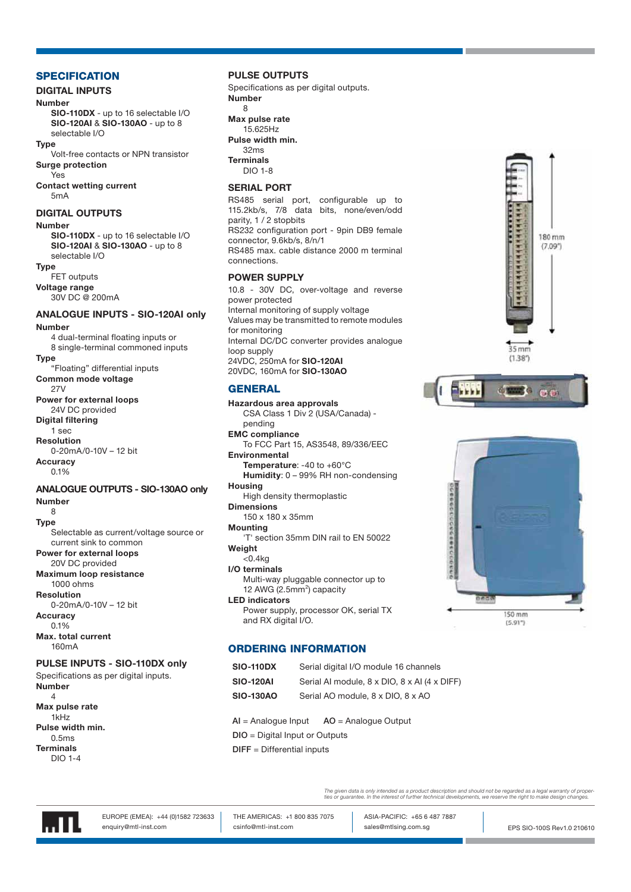## SPECIFICATION

### DIGITAL INPUTS

**Number**
**SIO-110DX** - up to 16 selectable I/O
**SIO-120AI** & **SIO-130AO** - up to 8 selectable I/O

**Type**
Volt-free contacts or NPN transistor

**Surge protection**
Yes

**Contact wetting current**
5mA

### DIGITAL OUTPUTS

**Number**
**SIO-110DX** - up to 16 selectable I/O
**SIO-120AI** & **SIO-130AO** - up to 8 selectable I/O

**Type**
FET outputs

**Voltage range**
30V DC @ 200mA

### ANALOGUE INPUTS - SIO-120AI only

**Number**
4 dual-terminal floating inputs or
8 single-terminal commoned inputs

**Type**
"Floating" differential inputs

**Common mode voltage**
27V

**Power for external loops**
24V DC provided

**Digital filtering**
1 sec

**Resolution**
0-20mA/0-10V – 12 bit

**Accuracy**
0.1%

### ANALOGUE OUTPUTS - SIO-130AO only

**Number**
8

**Type**
Selectable as current/voltage source or current sink to common

**Power for external loops**
20V DC provided

**Maximum loop resistance**
1000 ohms

**Resolution**
0-20mA/0-10V – 12 bit

**Accuracy**
0.1%

**Max. total current**
160mA

### PULSE INPUTS - SIO-110DX only

Specifications as per digital inputs.

**Number**
4

**Max pulse rate**
1kHz

**Pulse width min.**
0.5ms

**Terminals**
DIO 1-4

### PULSE OUTPUTS

Specifications as per digital outputs.

**Number**
8

**Max pulse rate**
15.625Hz

**Pulse width min.**
32ms

**Terminals**
DIO 1-8

### SERIAL PORT

RS485 serial port, configurable up to 115.2kb/s, 7/8 data bits, none/even/odd parity, 1 / 2 stopbits
RS232 configuration port - 9pin DB9 female connector, 9.6kb/s, 8/n/1
RS485 max. cable distance 2000 m terminal connections.

### POWER SUPPLY

10.8 - 30V DC, over-voltage and reverse power protected
Internal monitoring of supply voltage
Values may be transmitted to remote modules for monitoring
Internal DC/DC converter provides analogue loop supply
24VDC, 250mA for **SIO-120AI**
20VDC, 160mA for **SIO-130AO**

## GENERAL

**Hazardous area approvals**
CSA Class 1 Div 2 (USA/Canada) - pending

**EMC compliance**
To FCC Part 15, AS3548, 89/336/EEC

**Environmental**
**Temperature**: -40 to +60°C
**Humidity**: 0 – 99% RH non-condensing

**Housing**
High density thermoplastic

**Dimensions**
150 x 180 x 35mm

**Mounting**
'T' section 35mm DIN rail to EN 50022

**Weight**
<0.4kg

**I/O terminals**
Multi-way pluggable connector up to 12 AWG (2.5mm$^2$) capacity

**LED indicators**
Power supply, processor OK, serial TX and RX digital I/O.

180 mm (7.09")
35 mm (1.38")
150 mm (5.91")

## ORDERING INFORMATION

| | |
|---|---|
| **SIO-110DX** | Serial digital I/O module 16 channels |
| **SIO-120AI** | Serial AI module, 8 x DIO, 8 x AI (4 x DIFF) |
| **SIO-130AO** | Serial AO module, 8 x DIO, 8 x AO |

**AI** = Analogue Input **AO** = Analogue Output
**DIO** = Digital Input or Outputs
**DIFF** = Differential inputs

*The given data is only intended as a product description and should not be regarded as a legal warranty of properties or guarantee. In the interest of further technical developments, we reserve the right to make design changes.*

EUROPE (EMEA): +44 (0)1582 723633
enquiry@mtl-inst.com

THE AMERICAS: +1 800 835 7075
csinfo@mtl-inst.com

ASIA-PACIFIC: +65 6 487 7887
sales@mtlsing.com.sg

EPS SIO-100S Rev1.0 210610